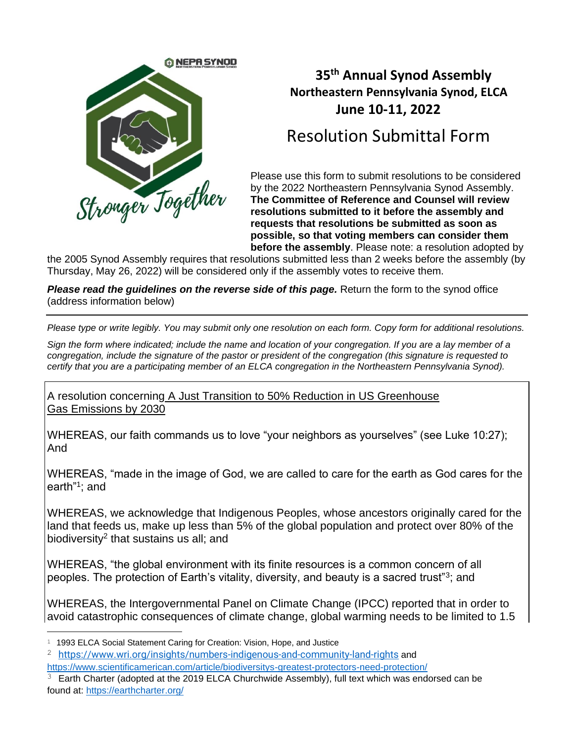NEPA SYNOD
Northeastern Pennsylvania Synod

Stronger Together

# 35th Annual Synod Assembly
## Northeastern Pennsylvania Synod, ELCA
## June 10-11, 2022

# Resolution Submittal Form

Please use this form to submit resolutions to be considered by the 2022 Northeastern Pennsylvania Synod Assembly. **The Committee of Reference and Counsel will review resolutions submitted to it before the assembly and requests that resolutions be submitted as soon as possible, so that voting members can consider them before the assembly**. Please note: a resolution adopted by the 2005 Synod Assembly requires that resolutions submitted less than 2 weeks before the assembly (by Thursday, May 26, 2022) will be considered only if the assembly votes to receive them.

***Please read the guidelines on the reverse side of this page.*** Return the form to the synod office (address information below)

---

*Please type or write legibly. You may submit only one resolution on each form. Copy form for additional resolutions.*

*Sign the form where indicated; include the name and location of your congregation. If you are a lay member of a congregation, include the signature of the pastor or president of the congregation (this signature is requested to certify that you are a participating member of an ELCA congregation in the Northeastern Pennsylvania Synod).*

A resolution concerning A Just Transition to 50% Reduction in US Greenhouse Gas Emissions by 2030

WHEREAS, our faith commands us to love "your neighbors as yourselves" (see Luke 10:27); And

WHEREAS, "made in the image of God, we are called to care for the earth as God cares for the earth"[1]; and

WHEREAS, we acknowledge that Indigenous Peoples, whose ancestors originally cared for the land that feeds us, make up less than 5% of the global population and protect over 80% of the biodiversity[2] that sustains us all; and

WHEREAS, "the global environment with its finite resources is a common concern of all peoples. The protection of Earth's vitality, diversity, and beauty is a sacred trust"[3]; and

WHEREAS, the Intergovernmental Panel on Climate Change (IPCC) reported that in order to avoid catastrophic consequences of climate change, global warming needs to be limited to 1.5

---

[1] 1993 ELCA Social Statement Caring for Creation: Vision, Hope, and Justice

[2] https://www.wri.org/insights/numbers-indigenous-and-community-land-rights and https://www.scientificamerican.com/article/biodiversitys-greatest-protectors-need-protection/

[3] Earth Charter (adopted at the 2019 ELCA Churchwide Assembly), full text which was endorsed can be found at: https://earthcharter.org/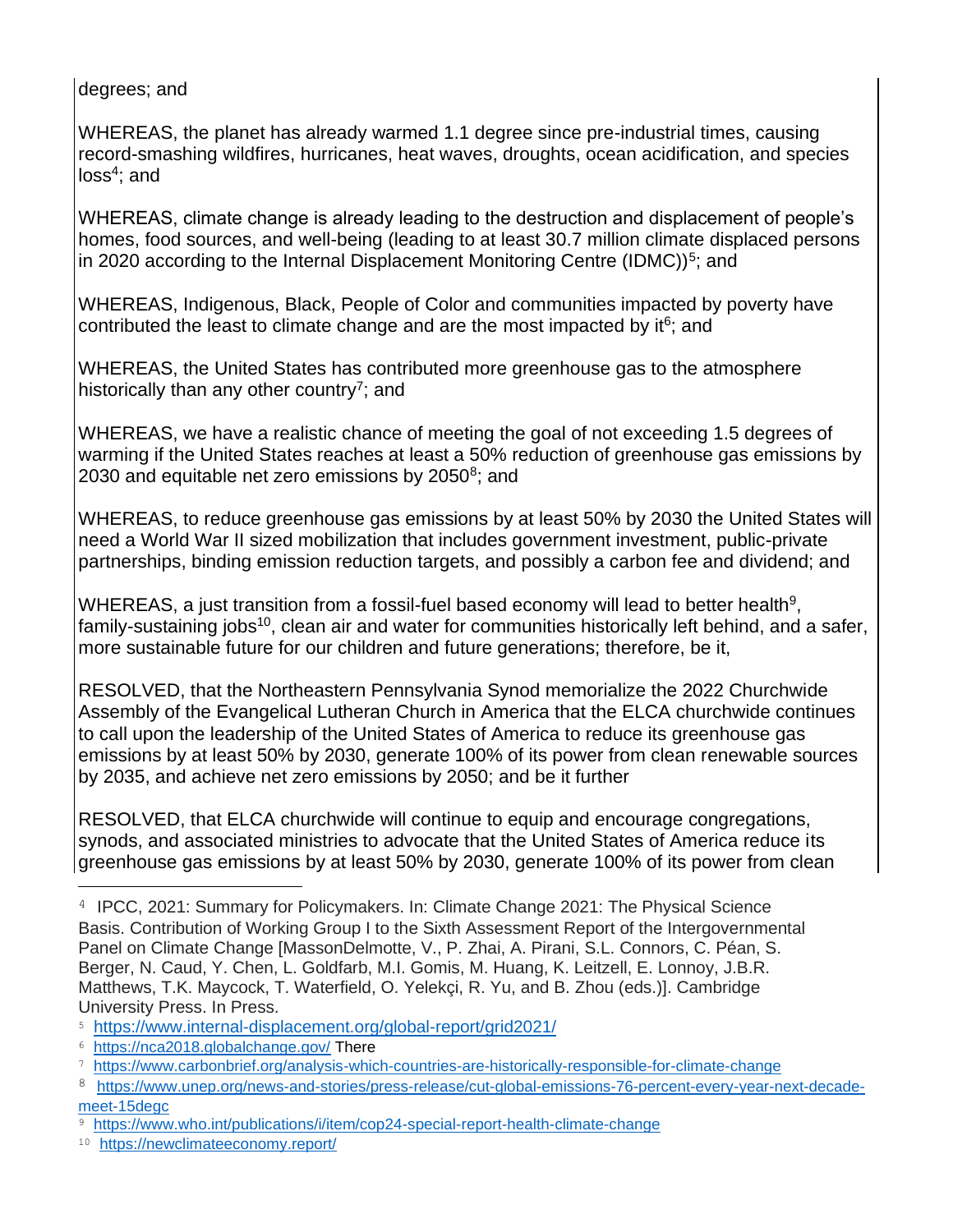degrees; and

WHEREAS, the planet has already warmed 1.1 degree since pre-industrial times, causing record-smashing wildfires, hurricanes, heat waves, droughts, ocean acidification, and species loss[4]; and

WHEREAS, climate change is already leading to the destruction and displacement of people's homes, food sources, and well-being (leading to at least 30.7 million climate displaced persons in 2020 according to the Internal Displacement Monitoring Centre (IDMC))[5]; and

WHEREAS, Indigenous, Black, People of Color and communities impacted by poverty have contributed the least to climate change and are the most impacted by it[6]; and

WHEREAS, the United States has contributed more greenhouse gas to the atmosphere historically than any other country[7]; and

WHEREAS, we have a realistic chance of meeting the goal of not exceeding 1.5 degrees of warming if the United States reaches at least a 50% reduction of greenhouse gas emissions by 2030 and equitable net zero emissions by 2050[8]; and

WHEREAS, to reduce greenhouse gas emissions by at least 50% by 2030 the United States will need a World War II sized mobilization that includes government investment, public-private partnerships, binding emission reduction targets, and possibly a carbon fee and dividend; and

WHEREAS, a just transition from a fossil-fuel based economy will lead to better health[9], family-sustaining jobs[10], clean air and water for communities historically left behind, and a safer, more sustainable future for our children and future generations; therefore, be it,

RESOLVED, that the Northeastern Pennsylvania Synod memorialize the 2022 Churchwide Assembly of the Evangelical Lutheran Church in America that the ELCA churchwide continues to call upon the leadership of the United States of America to reduce its greenhouse gas emissions by at least 50% by 2030, generate 100% of its power from clean renewable sources by 2035, and achieve net zero emissions by 2050; and be it further

RESOLVED, that ELCA churchwide will continue to equip and encourage congregations, synods, and associated ministries to advocate that the United States of America reduce its greenhouse gas emissions by at least 50% by 2030, generate 100% of its power from clean

---

[4] IPCC, 2021: Summary for Policymakers. In: Climate Change 2021: The Physical Science Basis. Contribution of Working Group I to the Sixth Assessment Report of the Intergovernmental Panel on Climate Change [MassonDelmotte, V., P. Zhai, A. Pirani, S.L. Connors, C. Péan, S. Berger, N. Caud, Y. Chen, L. Goldfarb, M.I. Gomis, M. Huang, K. Leitzell, E. Lonnoy, J.B.R. Matthews, T.K. Maycock, T. Waterfield, O. Yelekçi, R. Yu, and B. Zhou (eds.)]. Cambridge University Press. In Press.

[5] https://www.internal-displacement.org/global-report/grid2021/

[6] https://nca2018.globalchange.gov/ There

[7] https://www.carbonbrief.org/analysis-which-countries-are-historically-responsible-for-climate-change

[8] https://www.unep.org/news-and-stories/press-release/cut-global-emissions-76-percent-every-year-next-decade-meet-15degc

[9] https://www.who.int/publications/i/item/cop24-special-report-health-climate-change

[10] https://newclimateeconomy.report/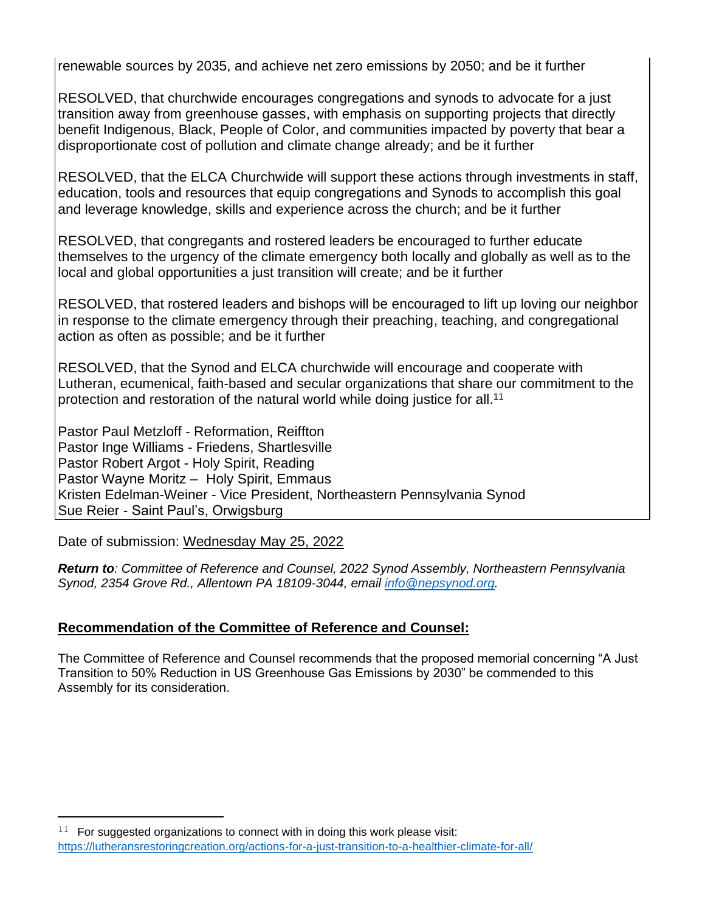renewable sources by 2035, and achieve net zero emissions by 2050; and be it further

RESOLVED, that churchwide encourages congregations and synods to advocate for a just transition away from greenhouse gasses, with emphasis on supporting projects that directly benefit Indigenous, Black, People of Color, and communities impacted by poverty that bear a disproportionate cost of pollution and climate change already; and be it further

RESOLVED, that the ELCA Churchwide will support these actions through investments in staff, education, tools and resources that equip congregations and Synods to accomplish this goal and leverage knowledge, skills and experience across the church; and be it further

RESOLVED, that congregants and rostered leaders be encouraged to further educate themselves to the urgency of the climate emergency both locally and globally as well as to the local and global opportunities a just transition will create; and be it further

RESOLVED, that rostered leaders and bishops will be encouraged to lift up loving our neighbor in response to the climate emergency through their preaching, teaching, and congregational action as often as possible; and be it further

RESOLVED, that the Synod and ELCA churchwide will encourage and cooperate with Lutheran, ecumenical, faith-based and secular organizations that share our commitment to the protection and restoration of the natural world while doing justice for all.[11]

Pastor Paul Metzloff - Reformation, Reiffton
Pastor Inge Williams - Friedens, Shartlesville
Pastor Robert Argot - Holy Spirit, Reading
Pastor Wayne Moritz – Holy Spirit, Emmaus
Kristen Edelman-Weiner - Vice President, Northeastern Pennsylvania Synod
Sue Reier - Saint Paul's, Orwigsburg

Date of submission: Wednesday May 25, 2022

***Return to**: Committee of Reference and Counsel, 2022 Synod Assembly, Northeastern Pennsylvania Synod, 2354 Grove Rd., Allentown PA 18109-3044, email info@nepsynod.org.*

## Recommendation of the Committee of Reference and Counsel:

The Committee of Reference and Counsel recommends that the proposed memorial concerning "A Just Transition to 50% Reduction in US Greenhouse Gas Emissions by 2030" be commended to this Assembly for its consideration.

[11] For suggested organizations to connect with in doing this work please visit: https://lutheransrestoringcreation.org/actions-for-a-just-transition-to-a-healthier-climate-for-all/